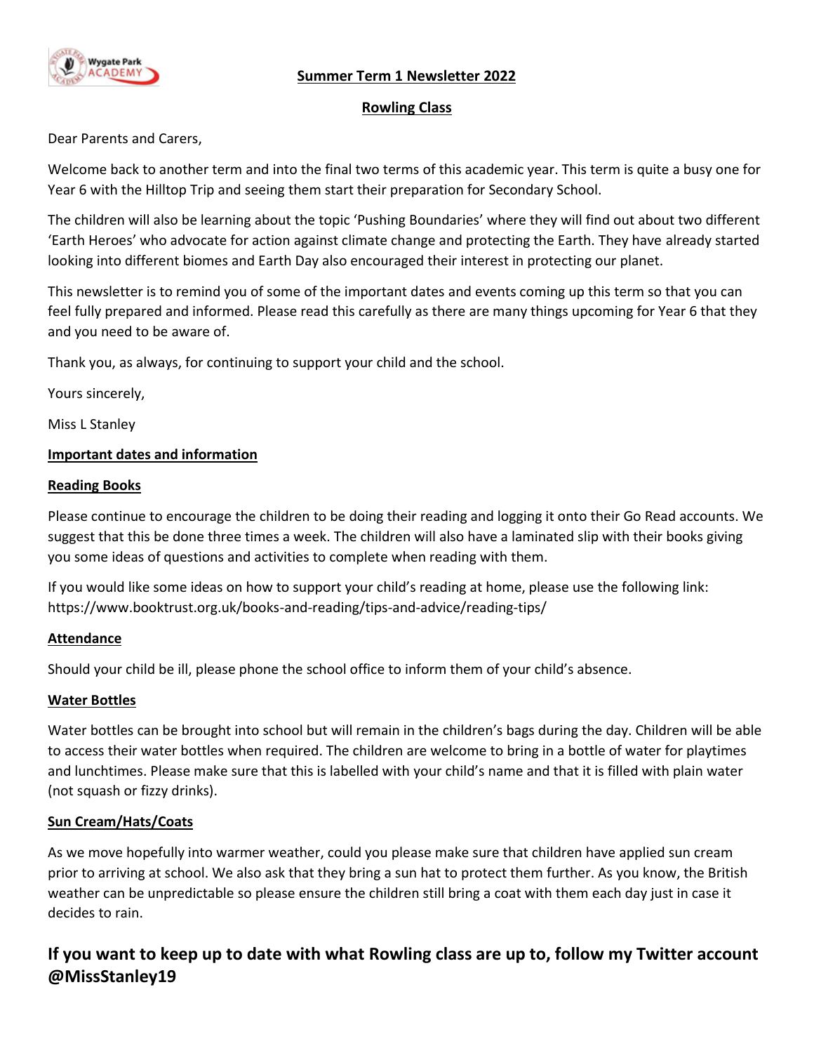# Summer Term 1 Newsletter 2022

## Rowling Class

Dear Parents and Carers,

Welcome back to another term and into the final two terms of this academic year. This term is quite a busy one for Year 6 with the Hilltop Trip and seeing them start their preparation for Secondary School.

The children will also be learning about the topic 'Pushing Boundaries' where they will find out about two different 'Earth Heroes' who advocate for action against climate change and protecting the Earth. They have already started looking into different biomes and Earth Day also encouraged their interest in protecting our planet.

This newsletter is to remind you of some of the important dates and events coming up this term so that you can feel fully prepared and informed. Please read this carefully as there are many things upcoming for Year 6 that they and you need to be aware of.

Thank you, as always, for continuing to support your child and the school.

Yours sincerely,

Miss L Stanley

### Important dates and information

#### Reading Books

Please continue to encourage the children to be doing their reading and logging it onto their Go Read accounts. We suggest that this be done three times a week. The children will also have a laminated slip with their books giving you some ideas of questions and activities to complete when reading with them.

If you would like some ideas on how to support your child's reading at home, please use the following link: https://www.booktrust.org.uk/books-and-reading/tips-and-advice/reading-tips/

#### Attendance

Should your child be ill, please phone the school office to inform them of your child's absence.

#### Water Bottles

Water bottles can be brought into school but will remain in the children's bags during the day. Children will be able to access their water bottles when required. The children are welcome to bring in a bottle of water for playtimes and lunchtimes. Please make sure that this is labelled with your child's name and that it is filled with plain water (not squash or fizzy drinks).

#### Sun Cream/Hats/Coats

As we move hopefully into warmer weather, could you please make sure that children have applied sun cream prior to arriving at school. We also ask that they bring a sun hat to protect them further. As you know, the British weather can be unpredictable so please ensure the children still bring a coat with them each day just in case it decides to rain.

## If you want to keep up to date with what Rowling class are up to, follow my Twitter account @MissStanley19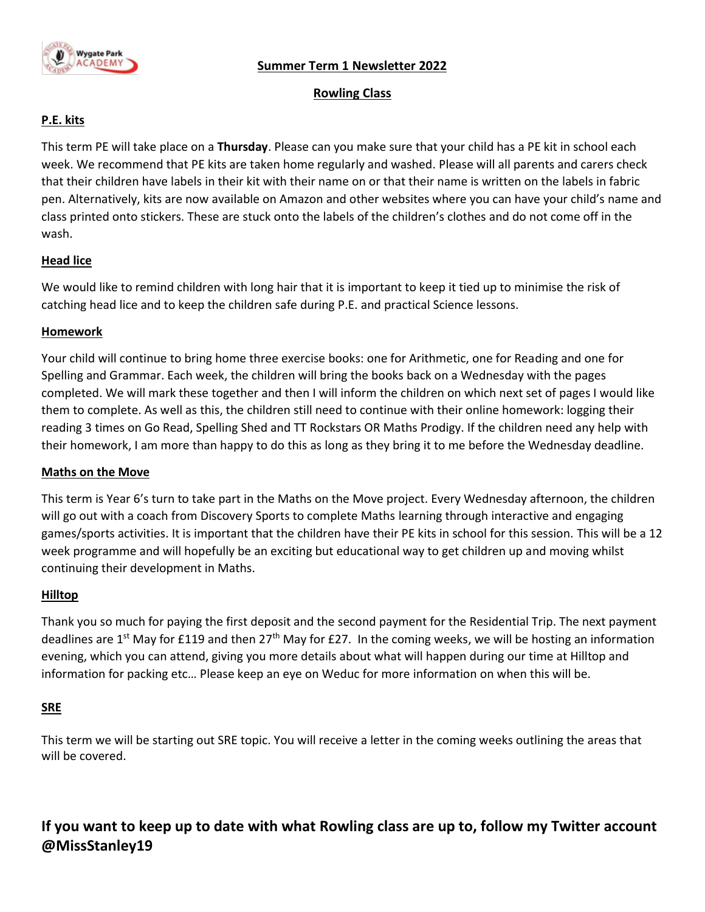## Summer Term 1 Newsletter 2022

## Rowling Class

### P.E. kits

This term PE will take place on a **Thursday**. Please can you make sure that your child has a PE kit in school each week. We recommend that PE kits are taken home regularly and washed. Please will all parents and carers check that their children have labels in their kit with their name on or that their name is written on the labels in fabric pen. Alternatively, kits are now available on Amazon and other websites where you can have your child's name and class printed onto stickers. These are stuck onto the labels of the children's clothes and do not come off in the wash.

### Head lice

We would like to remind children with long hair that it is important to keep it tied up to minimise the risk of catching head lice and to keep the children safe during P.E. and practical Science lessons.

### Homework

Your child will continue to bring home three exercise books: one for Arithmetic, one for Reading and one for Spelling and Grammar. Each week, the children will bring the books back on a Wednesday with the pages completed. We will mark these together and then I will inform the children on which next set of pages I would like them to complete. As well as this, the children still need to continue with their online homework: logging their reading 3 times on Go Read, Spelling Shed and TT Rockstars OR Maths Prodigy. If the children need any help with their homework, I am more than happy to do this as long as they bring it to me before the Wednesday deadline.

### Maths on the Move

This term is Year 6's turn to take part in the Maths on the Move project. Every Wednesday afternoon, the children will go out with a coach from Discovery Sports to complete Maths learning through interactive and engaging games/sports activities. It is important that the children have their PE kits in school for this session. This will be a 12 week programme and will hopefully be an exciting but educational way to get children up and moving whilst continuing their development in Maths.

### Hilltop

Thank you so much for paying the first deposit and the second payment for the Residential Trip. The next payment deadlines are 1st May for £119 and then 27th May for £27. In the coming weeks, we will be hosting an information evening, which you can attend, giving you more details about what will happen during our time at Hilltop and information for packing etc… Please keep an eye on Weduc for more information on when this will be.

### SRE

This term we will be starting out SRE topic. You will receive a letter in the coming weeks outlining the areas that will be covered.

**If you want to keep up to date with what Rowling class are up to, follow my Twitter account @MissStanley19**